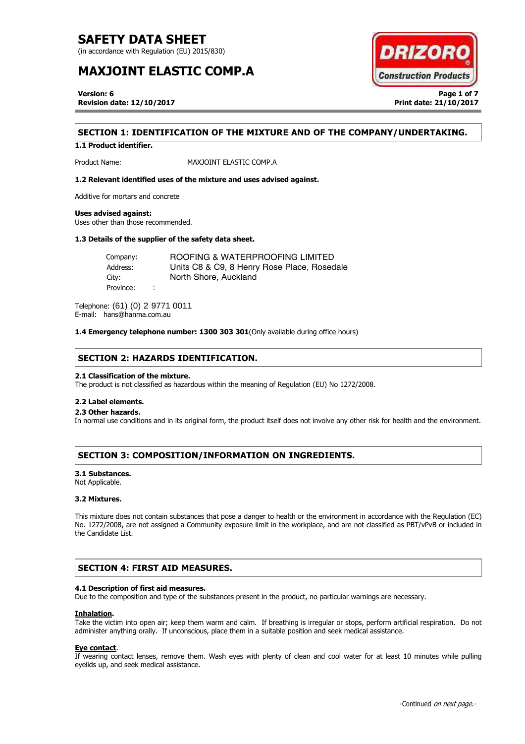# SAFETY DATA SHEET

(in accordance with Regulation (EU) 2015/830)

# MAXJOINT ELASTIC COMP.A

**Version: 6**
**Revision date: 12/10/2017**
**Print date: 21/10/2017**

## SECTION 1: IDENTIFICATION OF THE MIXTURE AND OF THE COMPANY/UNDERTAKING.

**1.1 Product identifier.**

Product Name: MAXJOINT ELASTIC COMP.A

**1.2 Relevant identified uses of the mixture and uses advised against.**

Additive for mortars and concrete

**Uses advised against:**
Uses other than those recommended.

**1.3 Details of the supplier of the safety data sheet.**

Company: ROOFING & WATERPROOFING LIMITED
Address: Units C8 & C9, 8 Henry Rose Place, Rosedale
City: North Shore, Auckland
Province: :

Telephone: (61) (0) 2 9771 0011
E-mail: hans@hanma.com.au

**1.4 Emergency telephone number: 1300 303 301**(Only available during office hours)

## SECTION 2: HAZARDS IDENTIFICATION.

**2.1 Classification of the mixture.**
The product is not classified as hazardous within the meaning of Regulation (EU) No 1272/2008.

**2.2 Label elements.**

**2.3 Other hazards.**
In normal use conditions and in its original form, the product itself does not involve any other risk for health and the environment.

## SECTION 3: COMPOSITION/INFORMATION ON INGREDIENTS.

**3.1 Substances.**
Not Applicable.

**3.2 Mixtures.**

This mixture does not contain substances that pose a danger to health or the environment in accordance with the Regulation (EC) No. 1272/2008, are not assigned a Community exposure limit in the workplace, and are not classified as PBT/vPvB or included in the Candidate List.

## SECTION 4: FIRST AID MEASURES.

**4.1 Description of first aid measures.**
Due to the composition and type of the substances present in the product, no particular warnings are necessary.

**Inhalation.**
Take the victim into open air; keep them warm and calm. If breathing is irregular or stops, perform artificial respiration. Do not administer anything orally. If unconscious, place them in a suitable position and seek medical assistance.

**Eye contact**.
If wearing contact lenses, remove them. Wash eyes with plenty of clean and cool water for at least 10 minutes while pulling eyelids up, and seek medical assistance.

-Continued *on next page.-*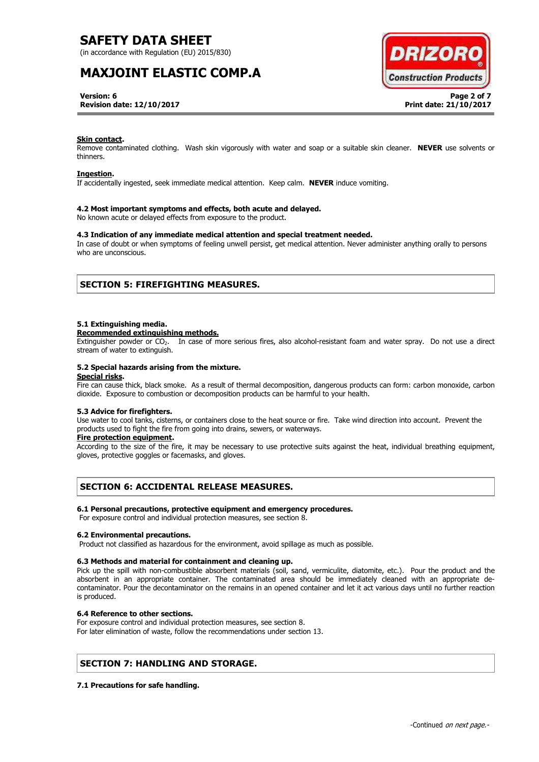**Skin contact.**
Remove contaminated clothing. Wash skin vigorously with water and soap or a suitable skin cleaner. **NEVER** use solvents or thinners.

**Ingestion.**
If accidentally ingested, seek immediate medical attention. Keep calm. **NEVER** induce vomiting.

**4.2 Most important symptoms and effects, both acute and delayed.**
No known acute or delayed effects from exposure to the product.

**4.3 Indication of any immediate medical attention and special treatment needed.**
In case of doubt or when symptoms of feeling unwell persist, get medical attention. Never administer anything orally to persons who are unconscious.

## SECTION 5: FIREFIGHTING MEASURES.

**5.1 Extinguishing media.**
**Recommended extinguishing methods.**
Extinguisher powder or $CO_2$. In case of more serious fires, also alcohol-resistant foam and water spray. Do not use a direct stream of water to extinguish.

**5.2 Special hazards arising from the mixture.**
**Special risks.**
Fire can cause thick, black smoke. As a result of thermal decomposition, dangerous products can form: carbon monoxide, carbon dioxide. Exposure to combustion or decomposition products can be harmful to your health.

**5.3 Advice for firefighters.**
Use water to cool tanks, cisterns, or containers close to the heat source or fire. Take wind direction into account. Prevent the products used to fight the fire from going into drains, sewers, or waterways.
**Fire protection equipment.**
According to the size of the fire, it may be necessary to use protective suits against the heat, individual breathing equipment, gloves, protective goggles or facemasks, and gloves.

## SECTION 6: ACCIDENTAL RELEASE MEASURES.

**6.1 Personal precautions, protective equipment and emergency procedures.**
For exposure control and individual protection measures, see section 8.

**6.2 Environmental precautions.**
Product not classified as hazardous for the environment, avoid spillage as much as possible.

**6.3 Methods and material for containment and cleaning up.**
Pick up the spill with non-combustible absorbent materials (soil, sand, vermiculite, diatomite, etc.). Pour the product and the absorbent in an appropriate container. The contaminated area should be immediately cleaned with an appropriate de-contaminator. Pour the decontaminator on the remains in an opened container and let it act various days until no further reaction is produced.

**6.4 Reference to other sections.**
For exposure control and individual protection measures, see section 8.
For later elimination of waste, follow the recommendations under section 13.

## SECTION 7: HANDLING AND STORAGE.

**7.1 Precautions for safe handling.**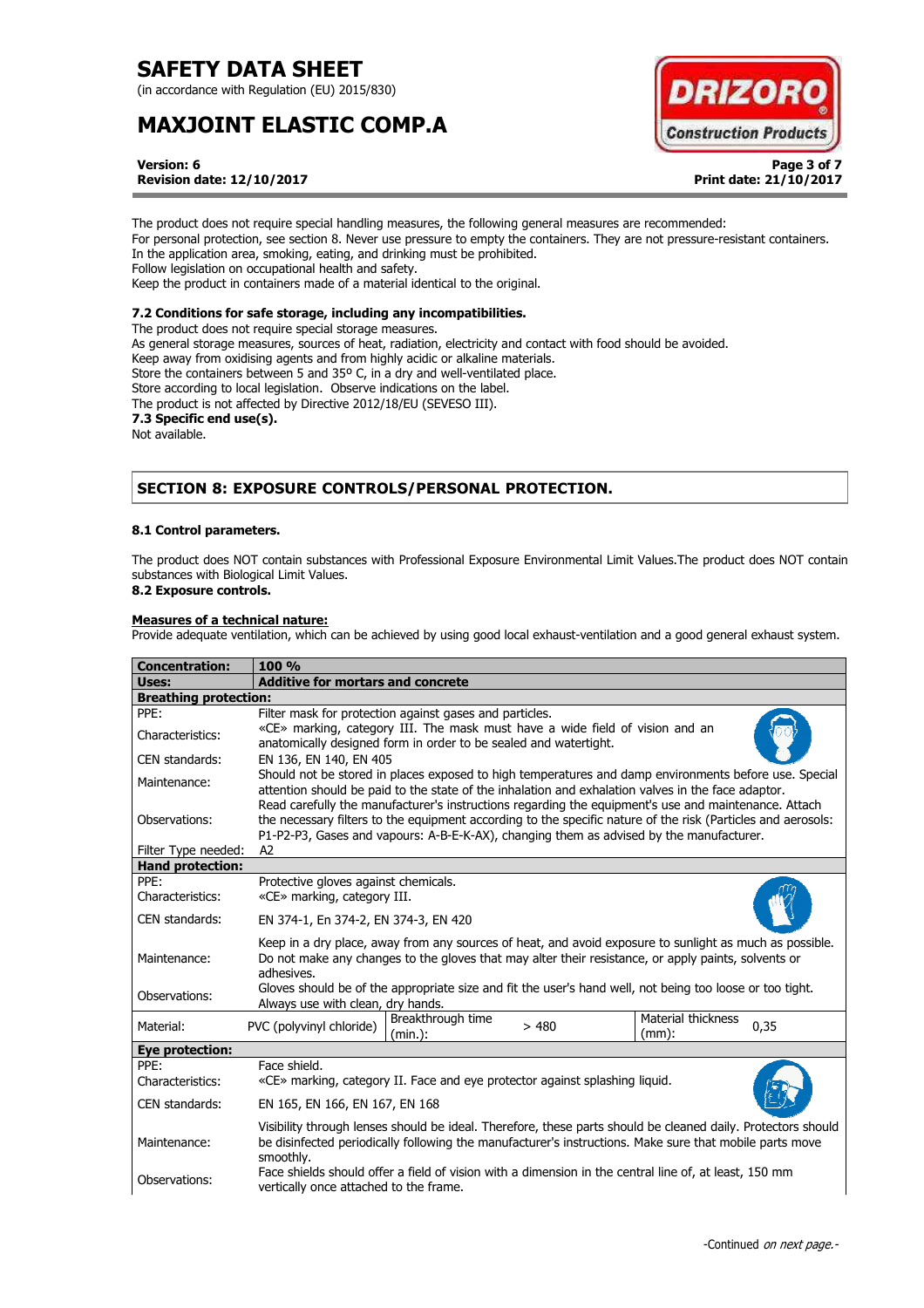The product does not require special handling measures, the following general measures are recommended:
For personal protection, see section 8. Never use pressure to empty the containers. They are not pressure-resistant containers.
In the application area, smoking, eating, and drinking must be prohibited.
Follow legislation on occupational health and safety.
Keep the product in containers made of a material identical to the original.

**7.2 Conditions for safe storage, including any incompatibilities.**

The product does not require special storage measures.
As general storage measures, sources of heat, radiation, electricity and contact with food should be avoided.
Keep away from oxidising agents and from highly acidic or alkaline materials.
Store the containers between 5 and 35º C, in a dry and well-ventilated place.
Store according to local legislation. Observe indications on the label.
The product is not affected by Directive 2012/18/EU (SEVESO III).

**7.3 Specific end use(s).**

Not available.

## SECTION 8: EXPOSURE CONTROLS/PERSONAL PROTECTION.

**8.1 Control parameters.**

The product does NOT contain substances with Professional Exposure Environmental Limit Values.The product does NOT contain substances with Biological Limit Values.

**8.2 Exposure controls.**

**Measures of a technical nature:**

Provide adequate ventilation, which can be achieved by using good local exhaust-ventilation and a good general exhaust system.

| **Concentration:** | **100 %** | | | | |
|---|---|---|---|---|---|
| **Uses:** | **Additive for mortars and concrete** | | | | |
| **Breathing protection:** | | | | | |
| PPE: | Filter mask for protection against gases and particles. | | | | |
| Characteristics: | «CE» marking, category III. The mask must have a wide field of vision and an anatomically designed form in order to be sealed and watertight. | | | | |
| CEN standards: | EN 136, EN 140, EN 405 | | | | |
| Maintenance: | Should not be stored in places exposed to high temperatures and damp environments before use. Special attention should be paid to the state of the inhalation and exhalation valves in the face adaptor. | | | | |
| Observations: | Read carefully the manufacturer's instructions regarding the equipment's use and maintenance. Attach the necessary filters to the equipment according to the specific nature of the risk (Particles and aerosols: P1-P2-P3, Gases and vapours: A-B-E-K-AX), changing them as advised by the manufacturer. | | | | |
| Filter Type needed: | A2 | | | | |
| **Hand protection:** | | | | | |
| PPE: | Protective gloves against chemicals. | | | | |
| Characteristics: | «CE» marking, category III. | | | | |
| CEN standards: | EN 374-1, En 374-2, EN 374-3, EN 420 | | | | |
| Maintenance: | Keep in a dry place, away from any sources of heat, and avoid exposure to sunlight as much as possible. Do not make any changes to the gloves that may alter their resistance, or apply paints, solvents or adhesives. | | | | |
| Observations: | Gloves should be of the appropriate size and fit the user's hand well, not being too loose or too tight. Always use with clean, dry hands. | | | | |
| Material: | PVC (polyvinyl chloride) | Breakthrough time (min.): | > 480 | Material thickness (mm): | 0,35 |
| **Eye protection:** | | | | | |
| PPE: | Face shield. | | | | |
| Characteristics: | «CE» marking, category II. Face and eye protector against splashing liquid. | | | | |
| CEN standards: | EN 165, EN 166, EN 167, EN 168 | | | | |
| Maintenance: | Visibility through lenses should be ideal. Therefore, these parts should be cleaned daily. Protectors should be disinfected periodically following the manufacturer's instructions. Make sure that mobile parts move smoothly. | | | | |
| Observations: | Face shields should offer a field of vision with a dimension in the central line of, at least, 150 mm vertically once attached to the frame. | | | | |

-Continued *on next page.*-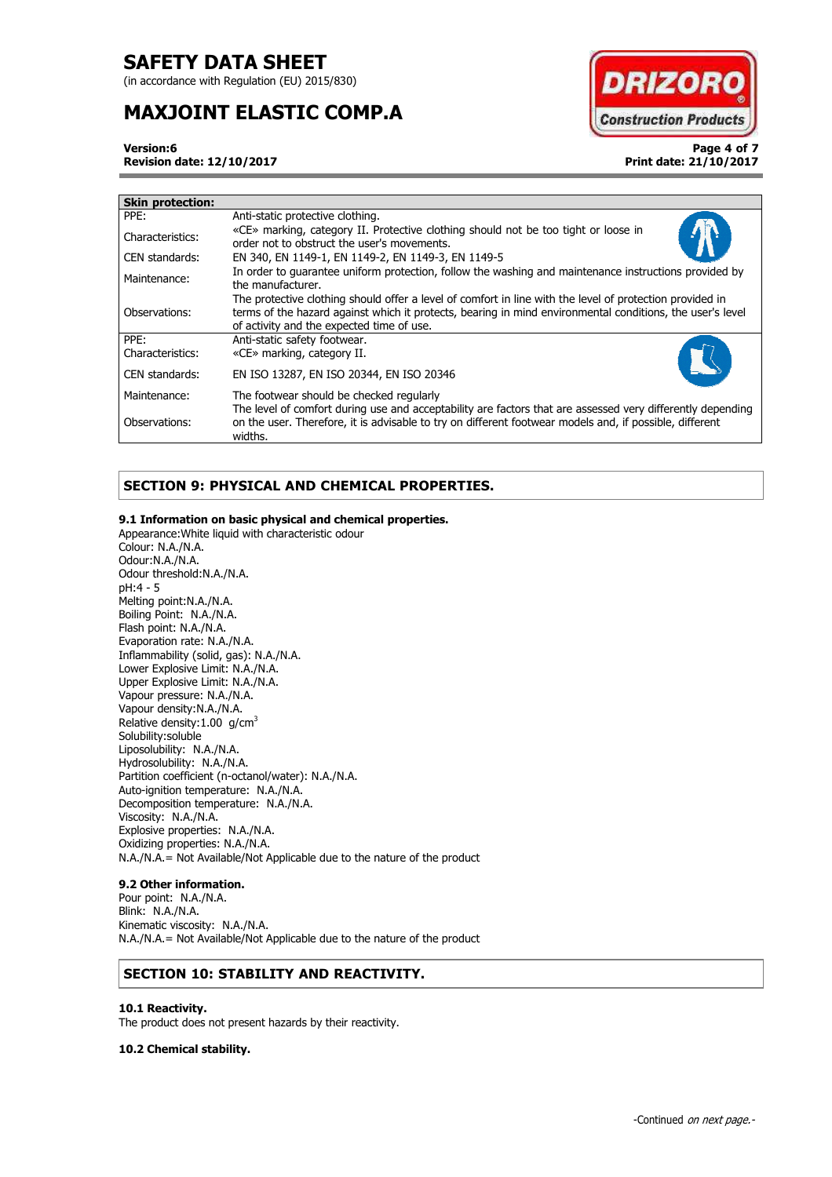| Skin protection: | |
|---|---|
| PPE: | Anti-static protective clothing. |
| Characteristics: | «CE» marking, category II. Protective clothing should not be too tight or loose in order not to obstruct the user's movements. |
| CEN standards: | EN 340, EN 1149-1, EN 1149-2, EN 1149-3, EN 1149-5 |
| Maintenance: | In order to guarantee uniform protection, follow the washing and maintenance instructions provided by the manufacturer. |
| Observations: | The protective clothing should offer a level of comfort in line with the level of protection provided in terms of the hazard against which it protects, bearing in mind environmental conditions, the user's level of activity and the expected time of use. |
| PPE: | Anti-static safety footwear. |
| Characteristics: | «CE» marking, category II. |
| CEN standards: | EN ISO 13287, EN ISO 20344, EN ISO 20346 |
| Maintenance: | The footwear should be checked regularly |
| Observations: | The level of comfort during use and acceptability are factors that are assessed very differently depending on the user. Therefore, it is advisable to try on different footwear models and, if possible, different widths. |

## SECTION 9: PHYSICAL AND CHEMICAL PROPERTIES.

**9.1 Information on basic physical and chemical properties.**

Appearance:White liquid with characteristic odour
Colour: N.A./N.A.
Odour:N.A./N.A.
Odour threshold:N.A./N.A.
pH:4 - 5
Melting point:N.A./N.A.
Boiling Point: N.A./N.A.
Flash point: N.A./N.A.
Evaporation rate: N.A./N.A.
Inflammability (solid, gas): N.A./N.A.
Lower Explosive Limit: N.A./N.A.
Upper Explosive Limit: N.A./N.A.
Vapour pressure: N.A./N.A.
Vapour density:N.A./N.A.
Relative density:1.00 $g/cm^3$
Solubility:soluble
Liposolubility: N.A./N.A.
Hydrosolubility: N.A./N.A.
Partition coefficient (n-octanol/water): N.A./N.A.
Auto-ignition temperature: N.A./N.A.
Decomposition temperature: N.A./N.A.
Viscosity: N.A./N.A.
Explosive properties: N.A./N.A.
Oxidizing properties: N.A./N.A.
N.A./N.A.= Not Available/Not Applicable due to the nature of the product

**9.2 Other information.**

Pour point: N.A./N.A.
Blink: N.A./N.A.
Kinematic viscosity: N.A./N.A.
N.A./N.A.= Not Available/Not Applicable due to the nature of the product

## SECTION 10: STABILITY AND REACTIVITY.

**10.1 Reactivity.**

The product does not present hazards by their reactivity.

**10.2 Chemical stability.**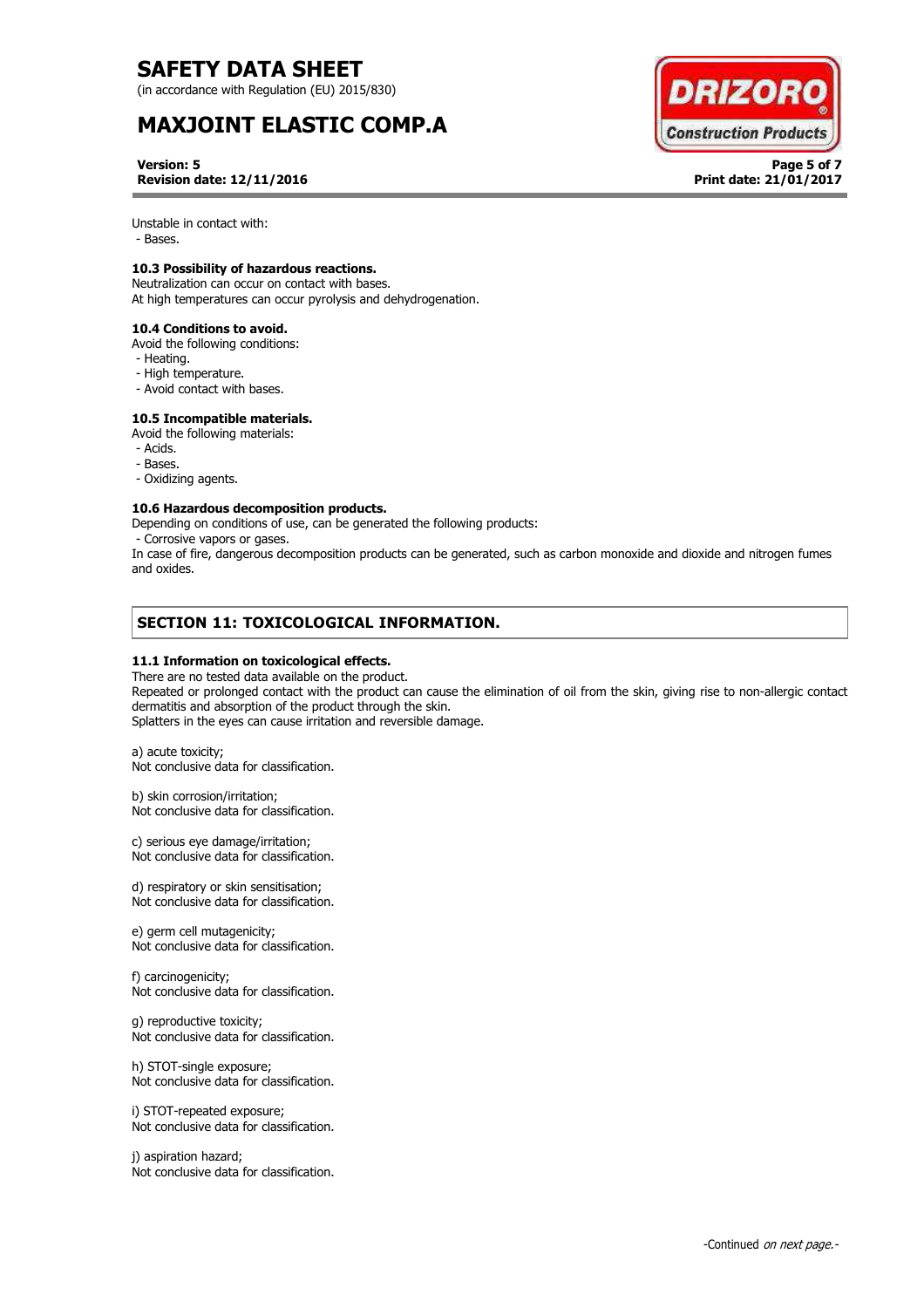Unstable in contact with:
- Bases.

**10.3 Possibility of hazardous reactions.**
Neutralization can occur on contact with bases.
At high temperatures can occur pyrolysis and dehydrogenation.

**10.4 Conditions to avoid.**
Avoid the following conditions:
- Heating.
- High temperature.
- Avoid contact with bases.

**10.5 Incompatible materials.**
Avoid the following materials:
- Acids.
- Bases.
- Oxidizing agents.

**10.6 Hazardous decomposition products.**
Depending on conditions of use, can be generated the following products:
- Corrosive vapors or gases.

In case of fire, dangerous decomposition products can be generated, such as carbon monoxide and dioxide and nitrogen fumes and oxides.

## SECTION 11: TOXICOLOGICAL INFORMATION.

**11.1 Information on toxicological effects.**
There are no tested data available on the product.
Repeated or prolonged contact with the product can cause the elimination of oil from the skin, giving rise to non-allergic contact dermatitis and absorption of the product through the skin.
Splatters in the eyes can cause irritation and reversible damage.

a) acute toxicity;
Not conclusive data for classification.

b) skin corrosion/irritation;
Not conclusive data for classification.

c) serious eye damage/irritation;
Not conclusive data for classification.

d) respiratory or skin sensitisation;
Not conclusive data for classification.

e) germ cell mutagenicity;
Not conclusive data for classification.

f) carcinogenicity;
Not conclusive data for classification.

g) reproductive toxicity;
Not conclusive data for classification.

h) STOT-single exposure;
Not conclusive data for classification.

i) STOT-repeated exposure;
Not conclusive data for classification.

j) aspiration hazard;
Not conclusive data for classification.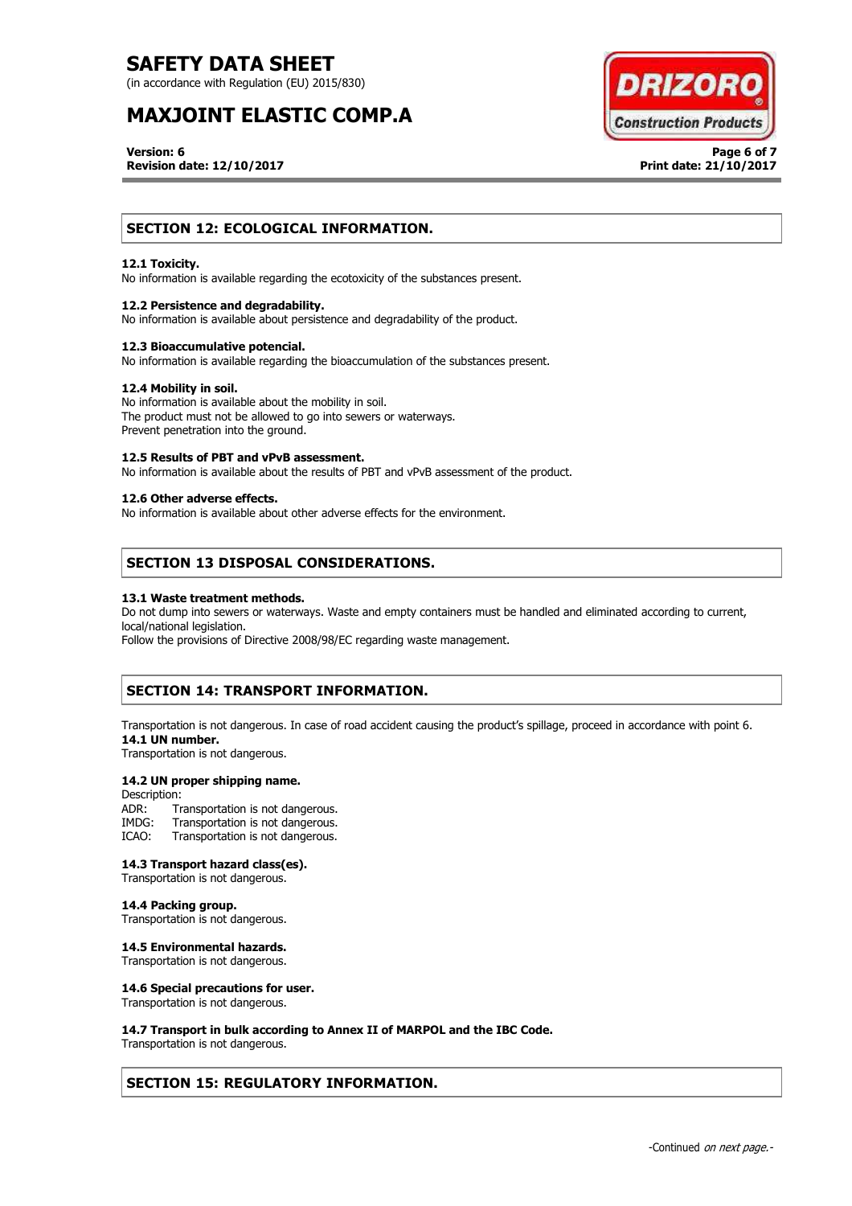## SECTION 12: ECOLOGICAL INFORMATION.

**12.1 Toxicity.**
No information is available regarding the ecotoxicity of the substances present.

**12.2 Persistence and degradability.**
No information is available about persistence and degradability of the product.

**12.3 Bioaccumulative potencial.**
No information is available regarding the bioaccumulation of the substances present.

**12.4 Mobility in soil.**
No information is available about the mobility in soil.
The product must not be allowed to go into sewers or waterways.
Prevent penetration into the ground.

**12.5 Results of PBT and vPvB assessment.**
No information is available about the results of PBT and vPvB assessment of the product.

**12.6 Other adverse effects.**
No information is available about other adverse effects for the environment.

## SECTION 13 DISPOSAL CONSIDERATIONS.

**13.1 Waste treatment methods.**
Do not dump into sewers or waterways. Waste and empty containers must be handled and eliminated according to current, local/national legislation.
Follow the provisions of Directive 2008/98/EC regarding waste management.

## SECTION 14: TRANSPORT INFORMATION.

Transportation is not dangerous. In case of road accident causing the product's spillage, proceed in accordance with point 6.

**14.1 UN number.**
Transportation is not dangerous.

**14.2 UN proper shipping name.**
Description:
ADR: Transportation is not dangerous.
IMDG: Transportation is not dangerous.
ICAO: Transportation is not dangerous.

**14.3 Transport hazard class(es).**
Transportation is not dangerous.

**14.4 Packing group.**
Transportation is not dangerous.

**14.5 Environmental hazards.**
Transportation is not dangerous.

**14.6 Special precautions for user.**
Transportation is not dangerous.

**14.7 Transport in bulk according to Annex II of MARPOL and the IBC Code.**
Transportation is not dangerous.

## SECTION 15: REGULATORY INFORMATION.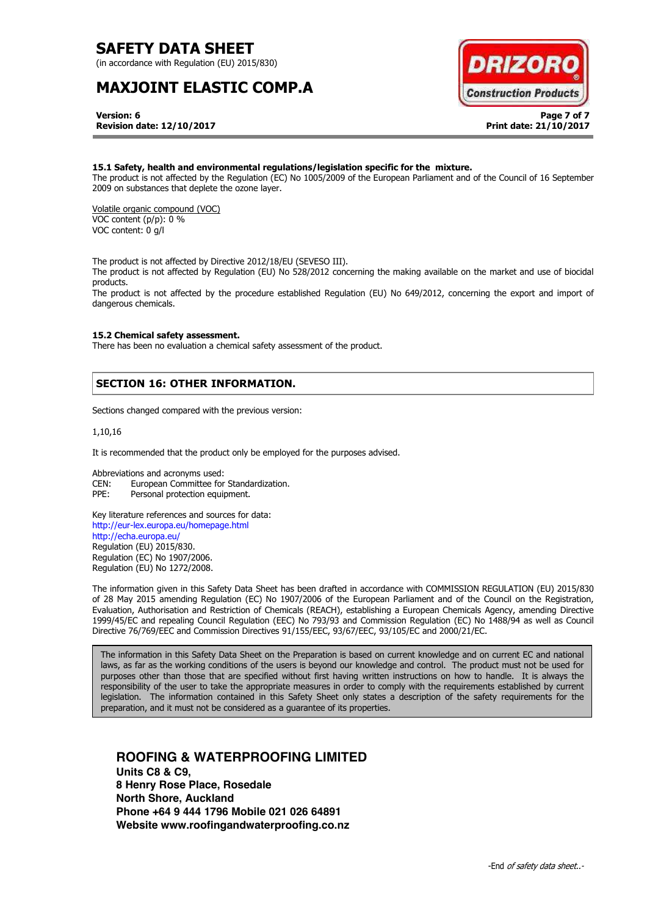**15.1 Safety, health and environmental regulations/legislation specific for the mixture.**
The product is not affected by the Regulation (EC) No 1005/2009 of the European Parliament and of the Council of 16 September 2009 on substances that deplete the ozone layer.

Volatile organic compound (VOC)
VOC content (p/p): 0 %
VOC content: 0 g/l

The product is not affected by Directive 2012/18/EU (SEVESO III).
The product is not affected by Regulation (EU) No 528/2012 concerning the making available on the market and use of biocidal products.
The product is not affected by the procedure established Regulation (EU) No 649/2012, concerning the export and import of dangerous chemicals.

**15.2 Chemical safety assessment.**
There has been no evaluation a chemical safety assessment of the product.

## SECTION 16: OTHER INFORMATION.

Sections changed compared with the previous version:

1,10,16

It is recommended that the product only be employed for the purposes advised.

Abbreviations and acronyms used:
CEN: European Committee for Standardization.
PPE: Personal protection equipment.

Key literature references and sources for data:
http://eur-lex.europa.eu/homepage.html
http://echa.europa.eu/
Regulation (EU) 2015/830.
Regulation (EC) No 1907/2006.
Regulation (EU) No 1272/2008.

The information given in this Safety Data Sheet has been drafted in accordance with COMMISSION REGULATION (EU) 2015/830 of 28 May 2015 amending Regulation (EC) No 1907/2006 of the European Parliament and of the Council on the Registration, Evaluation, Authorisation and Restriction of Chemicals (REACH), establishing a European Chemicals Agency, amending Directive 1999/45/EC and repealing Council Regulation (EEC) No 793/93 and Commission Regulation (EC) No 1488/94 as well as Council Directive 76/769/EEC and Commission Directives 91/155/EEC, 93/67/EEC, 93/105/EC and 2000/21/EC.

The information in this Safety Data Sheet on the Preparation is based on current knowledge and on current EC and national laws, as far as the working conditions of the users is beyond our knowledge and control. The product must not be used for purposes other than those that are specified without first having written instructions on how to handle. It is always the responsibility of the user to take the appropriate measures in order to comply with the requirements established by current legislation. The information contained in this Safety Sheet only states a description of the safety requirements for the preparation, and it must not be considered as a guarantee of its properties.

**ROOFING & WATERPROOFING LIMITED**
**Units C8 & C9,**
**8 Henry Rose Place, Rosedale**
**North Shore, Auckland**
**Phone +64 9 444 1796 Mobile 021 026 64891**
**Website www.roofingandwaterproofing.co.nz**

-End *of safety data sheet..*-